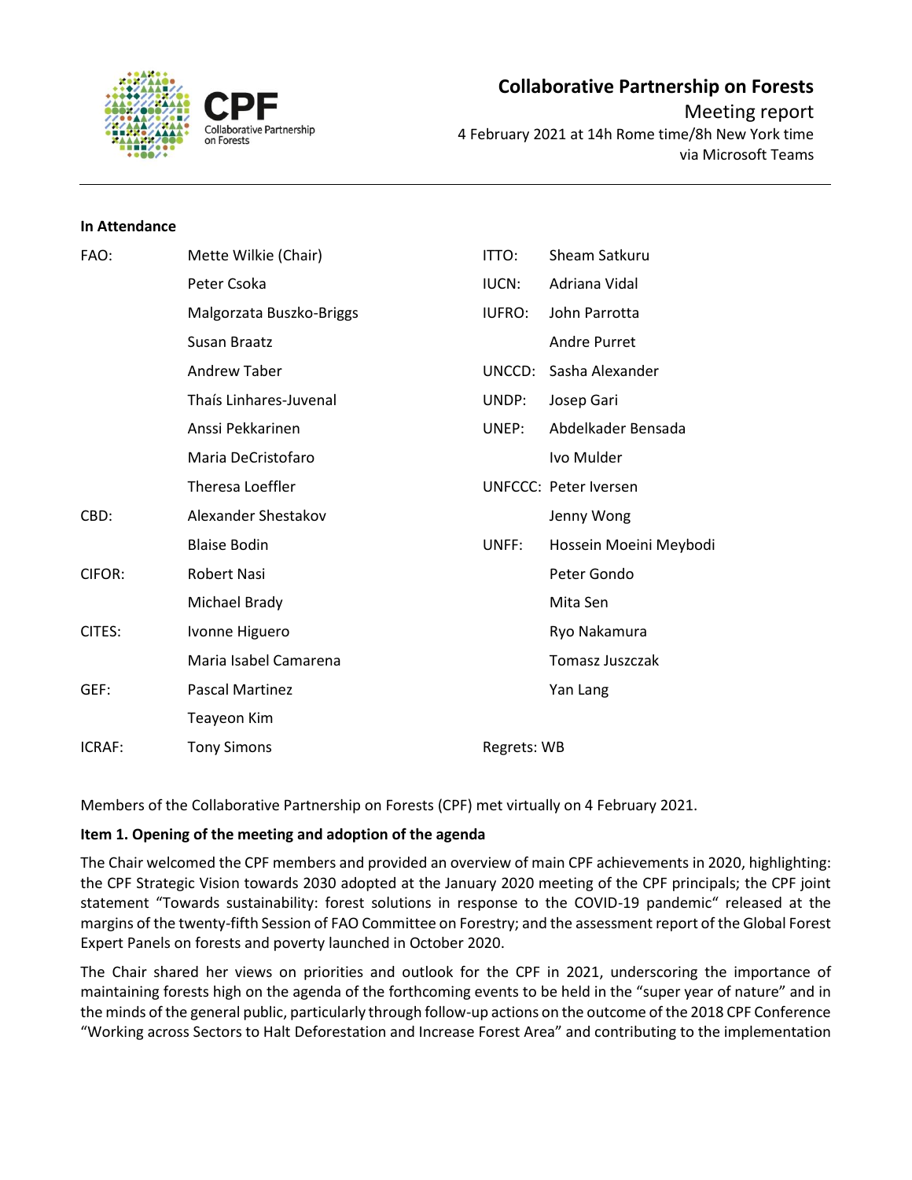# Collaborative Partnership on Forests

Meeting report

4 February 2021 at 14h Rome time/8h New York time

via Microsoft Teams

**In Attendance**

| | | | |
|---|---|---|---|
| FAO: | Mette Wilkie (Chair) | ITTO: | Sheam Satkuru |
| | Peter Csoka | IUCN: | Adriana Vidal |
| | Malgorzata Buszko-Briggs | IUFRO: | John Parrotta |
| | Susan Braatz | | Andre Purret |
| | Andrew Taber | UNCCD: | Sasha Alexander |
| | Thaís Linhares-Juvenal | UNDP: | Josep Gari |
| | Anssi Pekkarinen | UNEP: | Abdelkader Bensada |
| | Maria DeCristofaro | | Ivo Mulder |
| | Theresa Loeffler | UNFCCC: | Peter Iversen |
| CBD: | Alexander Shestakov | | Jenny Wong |
| | Blaise Bodin | UNFF: | Hossein Moeini Meybodi |
| CIFOR: | Robert Nasi | | Peter Gondo |
| | Michael Brady | | Mita Sen |
| CITES: | Ivonne Higuero | | Ryo Nakamura |
| | Maria Isabel Camarena | | Tomasz Juszczak |
| GEF: | Pascal Martinez | | Yan Lang |
| | Teayeon Kim | | |
| ICRAF: | Tony Simons | Regrets: WB | |

Members of the Collaborative Partnership on Forests (CPF) met virtually on 4 February 2021.

**Item 1. Opening of the meeting and adoption of the agenda**

The Chair welcomed the CPF members and provided an overview of main CPF achievements in 2020, highlighting: the CPF Strategic Vision towards 2030 adopted at the January 2020 meeting of the CPF principals; the CPF joint statement "Towards sustainability: forest solutions in response to the COVID-19 pandemic" released at the margins of the twenty-fifth Session of FAO Committee on Forestry; and the assessment report of the Global Forest Expert Panels on forests and poverty launched in October 2020.

The Chair shared her views on priorities and outlook for the CPF in 2021, underscoring the importance of maintaining forests high on the agenda of the forthcoming events to be held in the "super year of nature" and in the minds of the general public, particularly through follow-up actions on the outcome of the 2018 CPF Conference "Working across Sectors to Halt Deforestation and Increase Forest Area" and contributing to the implementation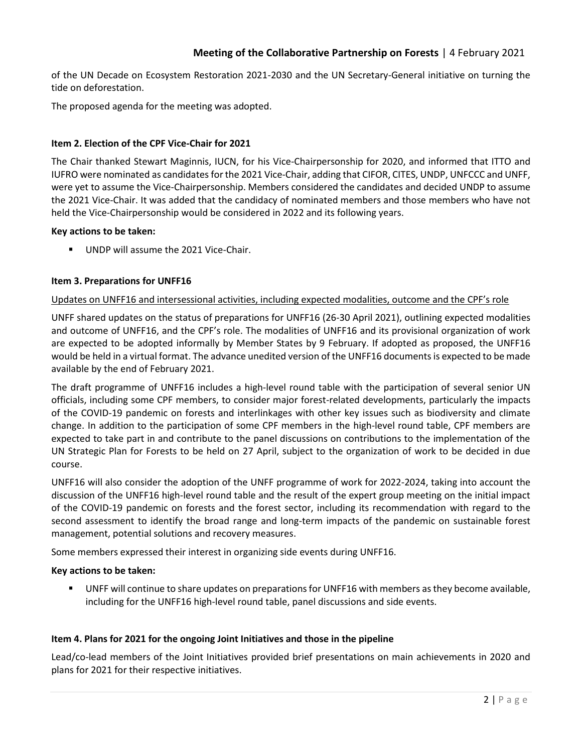of the UN Decade on Ecosystem Restoration 2021-2030 and the UN Secretary-General initiative on turning the tide on deforestation.

The proposed agenda for the meeting was adopted.

**Item 2. Election of the CPF Vice-Chair for 2021**

The Chair thanked Stewart Maginnis, IUCN, for his Vice-Chairpersonship for 2020, and informed that ITTO and IUFRO were nominated as candidates for the 2021 Vice-Chair, adding that CIFOR, CITES, UNDP, UNFCCC and UNFF, were yet to assume the Vice-Chairpersonship. Members considered the candidates and decided UNDP to assume the 2021 Vice-Chair. It was added that the candidacy of nominated members and those members who have not held the Vice-Chairpersonship would be considered in 2022 and its following years.

**Key actions to be taken:**

- UNDP will assume the 2021 Vice-Chair.

**Item 3. Preparations for UNFF16**

Updates on UNFF16 and intersessional activities, including expected modalities, outcome and the CPF's role

UNFF shared updates on the status of preparations for UNFF16 (26-30 April 2021), outlining expected modalities and outcome of UNFF16, and the CPF's role. The modalities of UNFF16 and its provisional organization of work are expected to be adopted informally by Member States by 9 February. If adopted as proposed, the UNFF16 would be held in a virtual format. The advance unedited version of the UNFF16 documents is expected to be made available by the end of February 2021.

The draft programme of UNFF16 includes a high-level round table with the participation of several senior UN officials, including some CPF members, to consider major forest-related developments, particularly the impacts of the COVID-19 pandemic on forests and interlinkages with other key issues such as biodiversity and climate change. In addition to the participation of some CPF members in the high-level round table, CPF members are expected to take part in and contribute to the panel discussions on contributions to the implementation of the UN Strategic Plan for Forests to be held on 27 April, subject to the organization of work to be decided in due course.

UNFF16 will also consider the adoption of the UNFF programme of work for 2022-2024, taking into account the discussion of the UNFF16 high-level round table and the result of the expert group meeting on the initial impact of the COVID-19 pandemic on forests and the forest sector, including its recommendation with regard to the second assessment to identify the broad range and long-term impacts of the pandemic on sustainable forest management, potential solutions and recovery measures.

Some members expressed their interest in organizing side events during UNFF16.

**Key actions to be taken:**

- UNFF will continue to share updates on preparations for UNFF16 with members as they become available, including for the UNFF16 high-level round table, panel discussions and side events.

**Item 4. Plans for 2021 for the ongoing Joint Initiatives and those in the pipeline**

Lead/co-lead members of the Joint Initiatives provided brief presentations on main achievements in 2020 and plans for 2021 for their respective initiatives.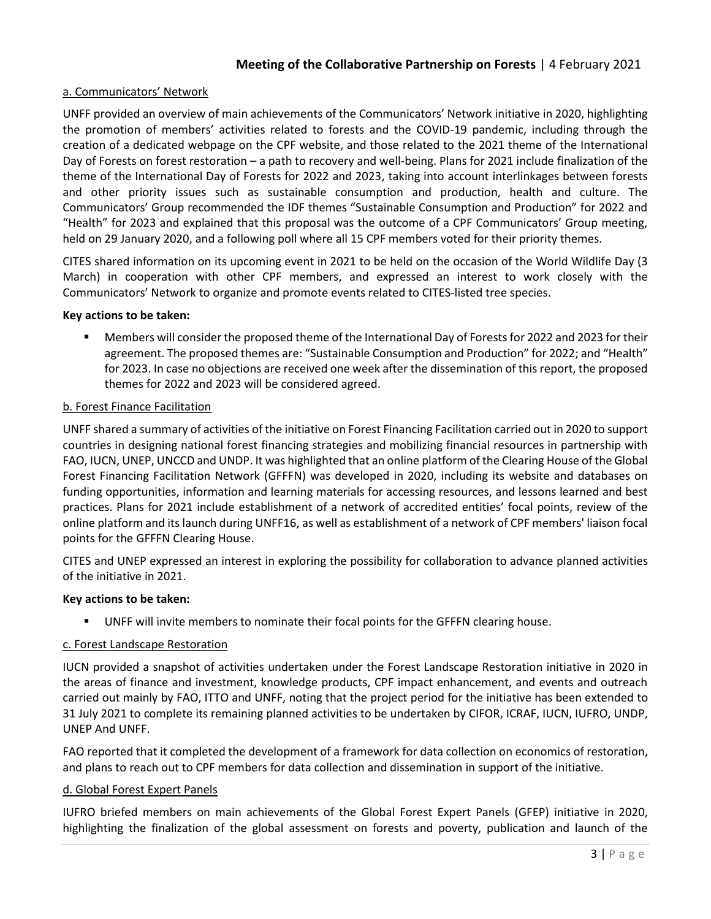a. Communicators' Network

UNFF provided an overview of main achievements of the Communicators' Network initiative in 2020, highlighting the promotion of members' activities related to forests and the COVID-19 pandemic, including through the creation of a dedicated webpage on the CPF website, and those related to the 2021 theme of the International Day of Forests on forest restoration – a path to recovery and well-being. Plans for 2021 include finalization of the theme of the International Day of Forests for 2022 and 2023, taking into account interlinkages between forests and other priority issues such as sustainable consumption and production, health and culture. The Communicators' Group recommended the IDF themes "Sustainable Consumption and Production" for 2022 and "Health" for 2023 and explained that this proposal was the outcome of a CPF Communicators' Group meeting, held on 29 January 2020, and a following poll where all 15 CPF members voted for their priority themes.

CITES shared information on its upcoming event in 2021 to be held on the occasion of the World Wildlife Day (3 March) in cooperation with other CPF members, and expressed an interest to work closely with the Communicators' Network to organize and promote events related to CITES-listed tree species.

**Key actions to be taken:**

- Members will consider the proposed theme of the International Day of Forests for 2022 and 2023 for their agreement. The proposed themes are: "Sustainable Consumption and Production" for 2022; and "Health" for 2023. In case no objections are received one week after the dissemination of this report, the proposed themes for 2022 and 2023 will be considered agreed.

b. Forest Finance Facilitation

UNFF shared a summary of activities of the initiative on Forest Financing Facilitation carried out in 2020 to support countries in designing national forest financing strategies and mobilizing financial resources in partnership with FAO, IUCN, UNEP, UNCCD and UNDP. It was highlighted that an online platform of the Clearing House of the Global Forest Financing Facilitation Network (GFFFN) was developed in 2020, including its website and databases on funding opportunities, information and learning materials for accessing resources, and lessons learned and best practices. Plans for 2021 include establishment of a network of accredited entities' focal points, review of the online platform and its launch during UNFF16, as well as establishment of a network of CPF members' liaison focal points for the GFFFN Clearing House.

CITES and UNEP expressed an interest in exploring the possibility for collaboration to advance planned activities of the initiative in 2021.

**Key actions to be taken:**

- UNFF will invite members to nominate their focal points for the GFFFN clearing house.

c. Forest Landscape Restoration

IUCN provided a snapshot of activities undertaken under the Forest Landscape Restoration initiative in 2020 in the areas of finance and investment, knowledge products, CPF impact enhancement, and events and outreach carried out mainly by FAO, ITTO and UNFF, noting that the project period for the initiative has been extended to 31 July 2021 to complete its remaining planned activities to be undertaken by CIFOR, ICRAF, IUCN, IUFRO, UNDP, UNEP And UNFF.

FAO reported that it completed the development of a framework for data collection on economics of restoration, and plans to reach out to CPF members for data collection and dissemination in support of the initiative.

d. Global Forest Expert Panels

IUFRO briefed members on main achievements of the Global Forest Expert Panels (GFEP) initiative in 2020, highlighting the finalization of the global assessment on forests and poverty, publication and launch of the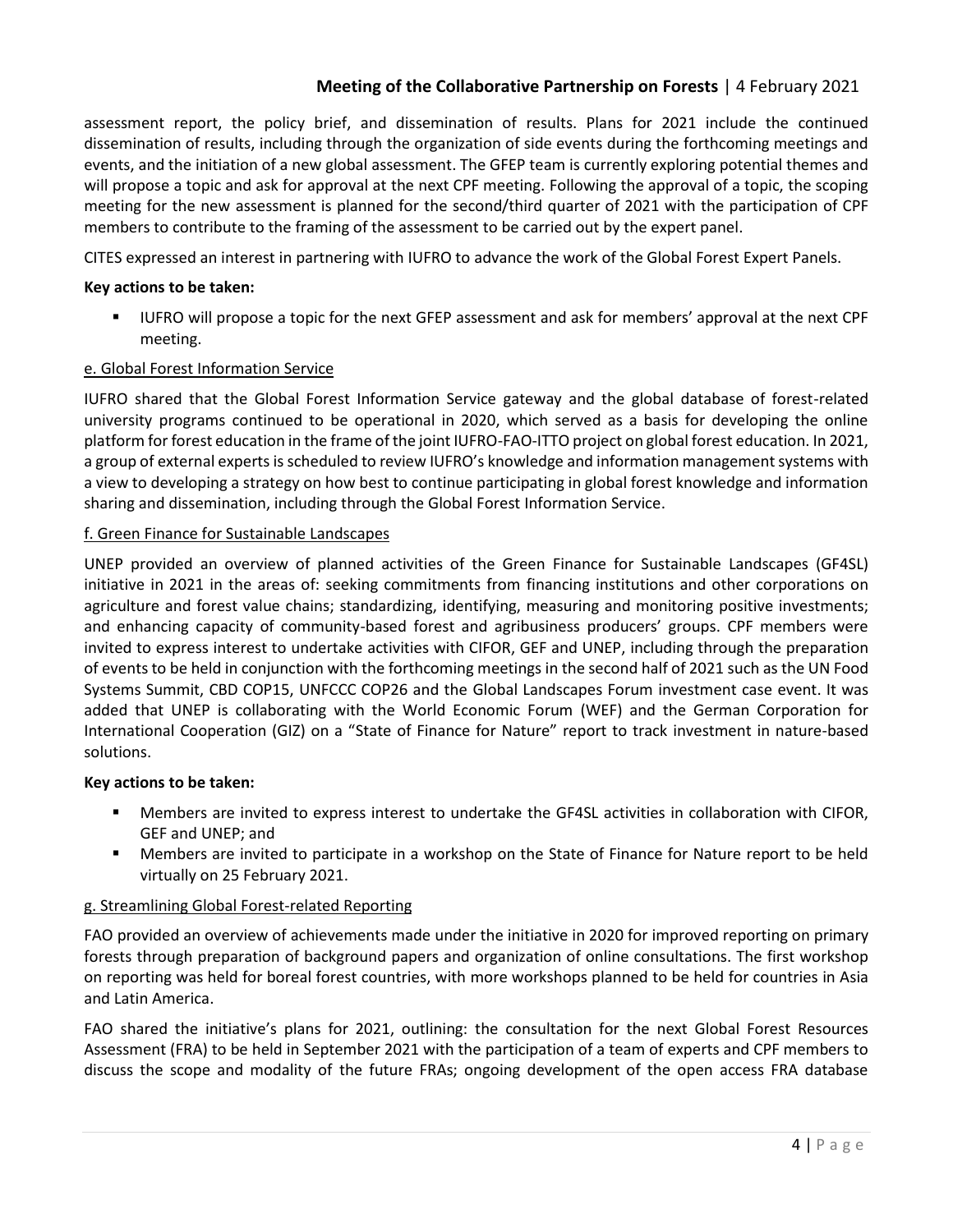assessment report, the policy brief, and dissemination of results. Plans for 2021 include the continued dissemination of results, including through the organization of side events during the forthcoming meetings and events, and the initiation of a new global assessment. The GFEP team is currently exploring potential themes and will propose a topic and ask for approval at the next CPF meeting. Following the approval of a topic, the scoping meeting for the new assessment is planned for the second/third quarter of 2021 with the participation of CPF members to contribute to the framing of the assessment to be carried out by the expert panel.

CITES expressed an interest in partnering with IUFRO to advance the work of the Global Forest Expert Panels.

**Key actions to be taken:**

- IUFRO will propose a topic for the next GFEP assessment and ask for members' approval at the next CPF meeting.

e. Global Forest Information Service

IUFRO shared that the Global Forest Information Service gateway and the global database of forest-related university programs continued to be operational in 2020, which served as a basis for developing the online platform for forest education in the frame of the joint IUFRO-FAO-ITTO project on global forest education. In 2021, a group of external experts is scheduled to review IUFRO's knowledge and information management systems with a view to developing a strategy on how best to continue participating in global forest knowledge and information sharing and dissemination, including through the Global Forest Information Service.

f. Green Finance for Sustainable Landscapes

UNEP provided an overview of planned activities of the Green Finance for Sustainable Landscapes (GF4SL) initiative in 2021 in the areas of: seeking commitments from financing institutions and other corporations on agriculture and forest value chains; standardizing, identifying, measuring and monitoring positive investments; and enhancing capacity of community-based forest and agribusiness producers' groups. CPF members were invited to express interest to undertake activities with CIFOR, GEF and UNEP, including through the preparation of events to be held in conjunction with the forthcoming meetings in the second half of 2021 such as the UN Food Systems Summit, CBD COP15, UNFCCC COP26 and the Global Landscapes Forum investment case event. It was added that UNEP is collaborating with the World Economic Forum (WEF) and the German Corporation for International Cooperation (GIZ) on a "State of Finance for Nature" report to track investment in nature-based solutions.

**Key actions to be taken:**

- Members are invited to express interest to undertake the GF4SL activities in collaboration with CIFOR, GEF and UNEP; and
- Members are invited to participate in a workshop on the State of Finance for Nature report to be held virtually on 25 February 2021.

g. Streamlining Global Forest-related Reporting

FAO provided an overview of achievements made under the initiative in 2020 for improved reporting on primary forests through preparation of background papers and organization of online consultations. The first workshop on reporting was held for boreal forest countries, with more workshops planned to be held for countries in Asia and Latin America.

FAO shared the initiative's plans for 2021, outlining: the consultation for the next Global Forest Resources Assessment (FRA) to be held in September 2021 with the participation of a team of experts and CPF members to discuss the scope and modality of the future FRAs; ongoing development of the open access FRA database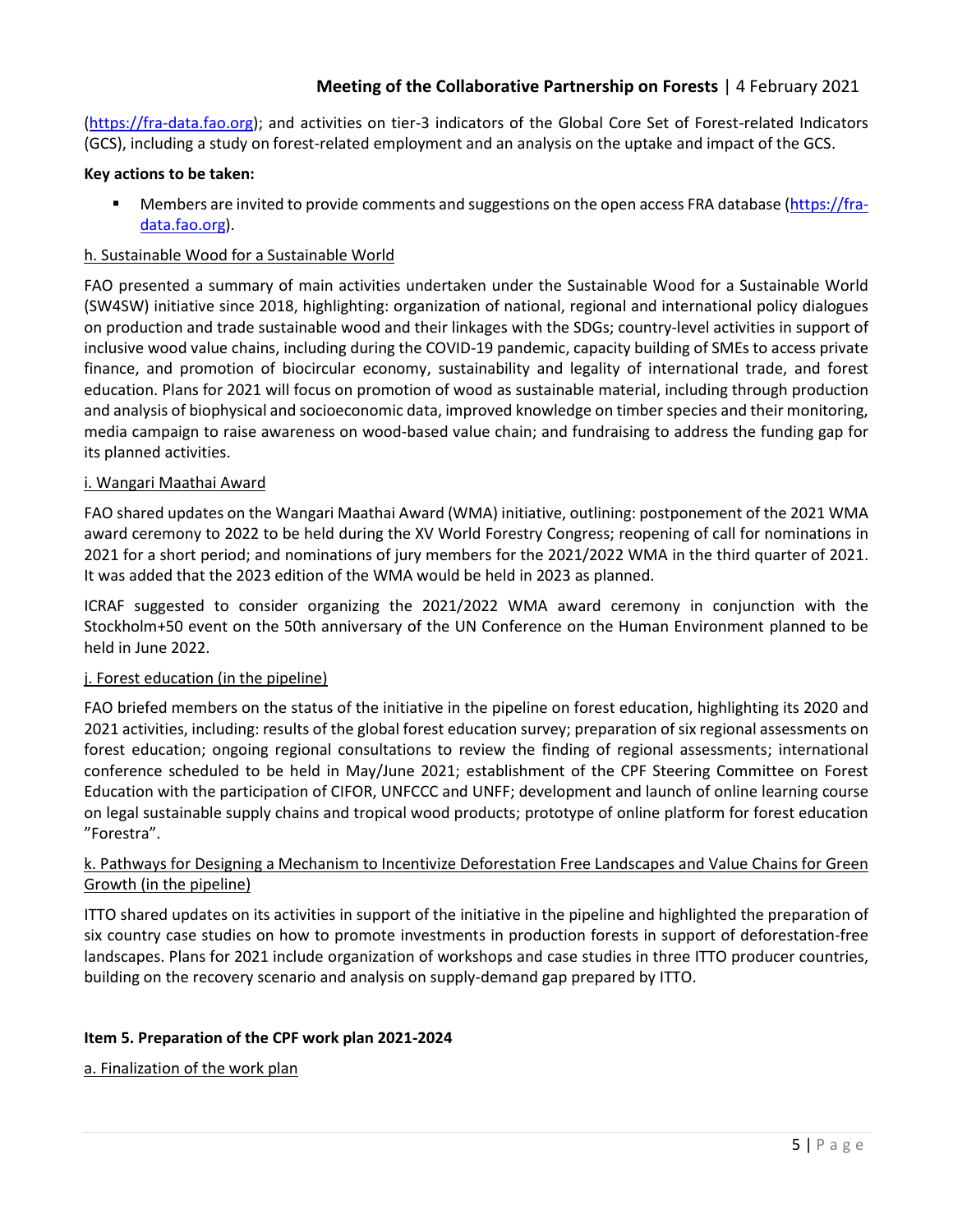(https://fra-data.fao.org); and activities on tier-3 indicators of the Global Core Set of Forest-related Indicators (GCS), including a study on forest-related employment and an analysis on the uptake and impact of the GCS.

**Key actions to be taken:**

- Members are invited to provide comments and suggestions on the open access FRA database (https://fra-data.fao.org).

h. Sustainable Wood for a Sustainable World

FAO presented a summary of main activities undertaken under the Sustainable Wood for a Sustainable World (SW4SW) initiative since 2018, highlighting: organization of national, regional and international policy dialogues on production and trade sustainable wood and their linkages with the SDGs; country-level activities in support of inclusive wood value chains, including during the COVID-19 pandemic, capacity building of SMEs to access private finance, and promotion of biocircular economy, sustainability and legality of international trade, and forest education. Plans for 2021 will focus on promotion of wood as sustainable material, including through production and analysis of biophysical and socioeconomic data, improved knowledge on timber species and their monitoring, media campaign to raise awareness on wood-based value chain; and fundraising to address the funding gap for its planned activities.

i. Wangari Maathai Award

FAO shared updates on the Wangari Maathai Award (WMA) initiative, outlining: postponement of the 2021 WMA award ceremony to 2022 to be held during the XV World Forestry Congress; reopening of call for nominations in 2021 for a short period; and nominations of jury members for the 2021/2022 WMA in the third quarter of 2021. It was added that the 2023 edition of the WMA would be held in 2023 as planned.

ICRAF suggested to consider organizing the 2021/2022 WMA award ceremony in conjunction with the Stockholm+50 event on the 50th anniversary of the UN Conference on the Human Environment planned to be held in June 2022.

j. Forest education (in the pipeline)

FAO briefed members on the status of the initiative in the pipeline on forest education, highlighting its 2020 and 2021 activities, including: results of the global forest education survey; preparation of six regional assessments on forest education; ongoing regional consultations to review the finding of regional assessments; international conference scheduled to be held in May/June 2021; establishment of the CPF Steering Committee on Forest Education with the participation of CIFOR, UNFCCC and UNFF; development and launch of online learning course on legal sustainable supply chains and tropical wood products; prototype of online platform for forest education "Forestra".

k. Pathways for Designing a Mechanism to Incentivize Deforestation Free Landscapes and Value Chains for Green Growth (in the pipeline)

ITTO shared updates on its activities in support of the initiative in the pipeline and highlighted the preparation of six country case studies on how to promote investments in production forests in support of deforestation-free landscapes. Plans for 2021 include organization of workshops and case studies in three ITTO producer countries, building on the recovery scenario and analysis on supply-demand gap prepared by ITTO.

**Item 5. Preparation of the CPF work plan 2021-2024**

a. Finalization of the work plan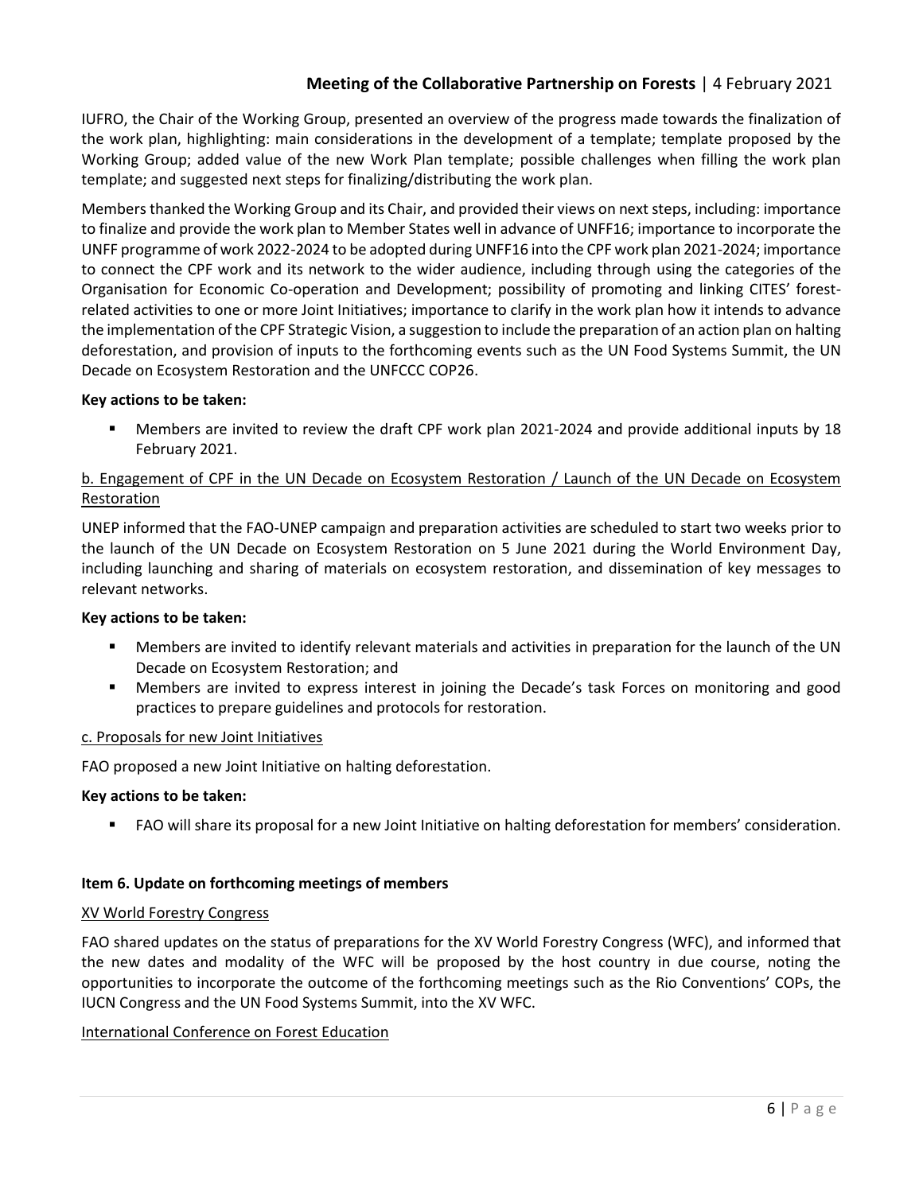IUFRO, the Chair of the Working Group, presented an overview of the progress made towards the finalization of the work plan, highlighting: main considerations in the development of a template; template proposed by the Working Group; added value of the new Work Plan template; possible challenges when filling the work plan template; and suggested next steps for finalizing/distributing the work plan.

Members thanked the Working Group and its Chair, and provided their views on next steps, including: importance to finalize and provide the work plan to Member States well in advance of UNFF16; importance to incorporate the UNFF programme of work 2022-2024 to be adopted during UNFF16 into the CPF work plan 2021-2024; importance to connect the CPF work and its network to the wider audience, including through using the categories of the Organisation for Economic Co-operation and Development; possibility of promoting and linking CITES' forest-related activities to one or more Joint Initiatives; importance to clarify in the work plan how it intends to advance the implementation of the CPF Strategic Vision, a suggestion to include the preparation of an action plan on halting deforestation, and provision of inputs to the forthcoming events such as the UN Food Systems Summit, the UN Decade on Ecosystem Restoration and the UNFCCC COP26.

**Key actions to be taken:**

- Members are invited to review the draft CPF work plan 2021-2024 and provide additional inputs by 18 February 2021.

b. Engagement of CPF in the UN Decade on Ecosystem Restoration / Launch of the UN Decade on Ecosystem Restoration

UNEP informed that the FAO-UNEP campaign and preparation activities are scheduled to start two weeks prior to the launch of the UN Decade on Ecosystem Restoration on 5 June 2021 during the World Environment Day, including launching and sharing of materials on ecosystem restoration, and dissemination of key messages to relevant networks.

**Key actions to be taken:**

- Members are invited to identify relevant materials and activities in preparation for the launch of the UN Decade on Ecosystem Restoration; and
- Members are invited to express interest in joining the Decade's task Forces on monitoring and good practices to prepare guidelines and protocols for restoration.

c. Proposals for new Joint Initiatives

FAO proposed a new Joint Initiative on halting deforestation.

**Key actions to be taken:**

- FAO will share its proposal for a new Joint Initiative on halting deforestation for members' consideration.

**Item 6. Update on forthcoming meetings of members**

XV World Forestry Congress

FAO shared updates on the status of preparations for the XV World Forestry Congress (WFC), and informed that the new dates and modality of the WFC will be proposed by the host country in due course, noting the opportunities to incorporate the outcome of the forthcoming meetings such as the Rio Conventions' COPs, the IUCN Congress and the UN Food Systems Summit, into the XV WFC.

International Conference on Forest Education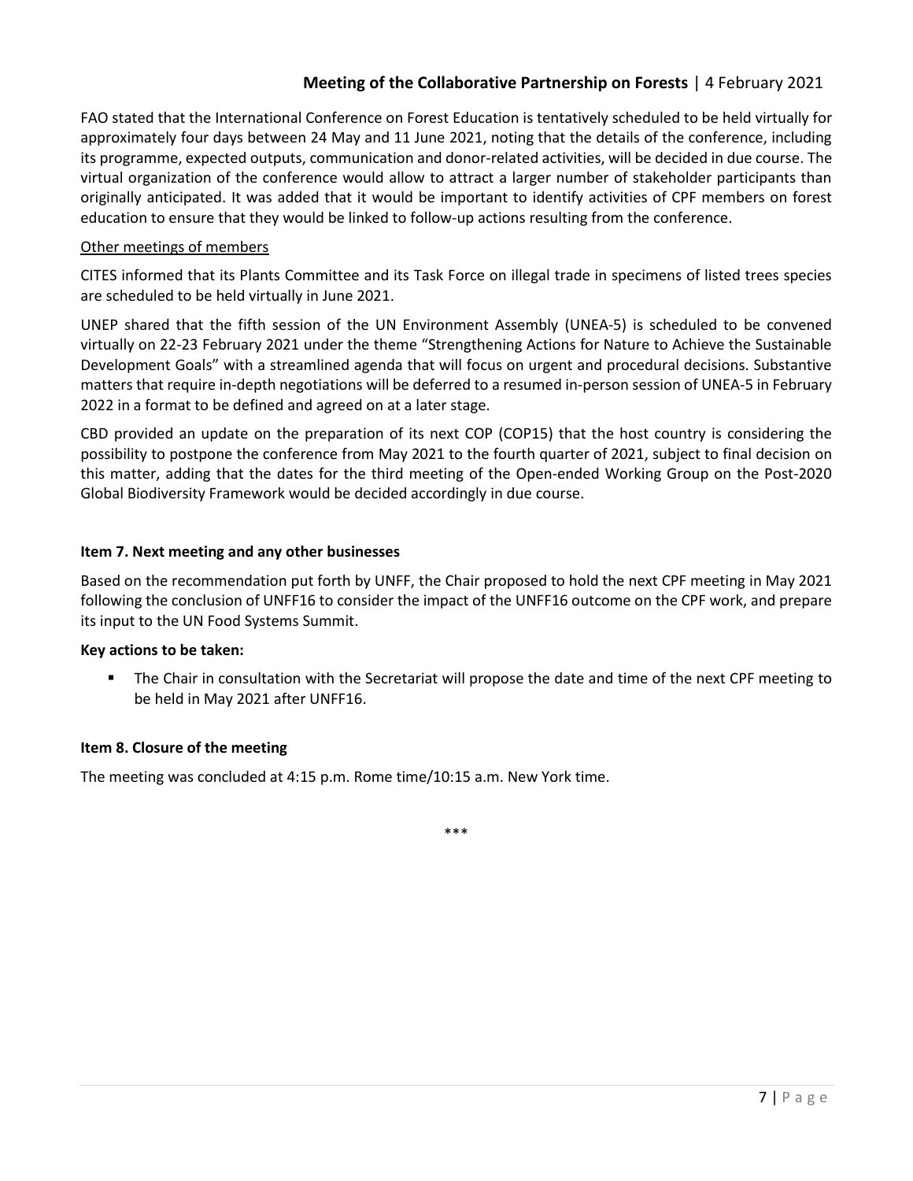FAO stated that the International Conference on Forest Education is tentatively scheduled to be held virtually for approximately four days between 24 May and 11 June 2021, noting that the details of the conference, including its programme, expected outputs, communication and donor-related activities, will be decided in due course. The virtual organization of the conference would allow to attract a larger number of stakeholder participants than originally anticipated. It was added that it would be important to identify activities of CPF members on forest education to ensure that they would be linked to follow-up actions resulting from the conference.

Other meetings of members

CITES informed that its Plants Committee and its Task Force on illegal trade in specimens of listed trees species are scheduled to be held virtually in June 2021.

UNEP shared that the fifth session of the UN Environment Assembly (UNEA-5) is scheduled to be convened virtually on 22-23 February 2021 under the theme "Strengthening Actions for Nature to Achieve the Sustainable Development Goals" with a streamlined agenda that will focus on urgent and procedural decisions. Substantive matters that require in-depth negotiations will be deferred to a resumed in-person session of UNEA-5 in February 2022 in a format to be defined and agreed on at a later stage.

CBD provided an update on the preparation of its next COP (COP15) that the host country is considering the possibility to postpone the conference from May 2021 to the fourth quarter of 2021, subject to final decision on this matter, adding that the dates for the third meeting of the Open-ended Working Group on the Post-2020 Global Biodiversity Framework would be decided accordingly in due course.

**Item 7. Next meeting and any other businesses**

Based on the recommendation put forth by UNFF, the Chair proposed to hold the next CPF meeting in May 2021 following the conclusion of UNFF16 to consider the impact of the UNFF16 outcome on the CPF work, and prepare its input to the UN Food Systems Summit.

**Key actions to be taken:**

- The Chair in consultation with the Secretariat will propose the date and time of the next CPF meeting to be held in May 2021 after UNFF16.

**Item 8. Closure of the meeting**

The meeting was concluded at 4:15 p.m. Rome time/10:15 a.m. New York time.

***